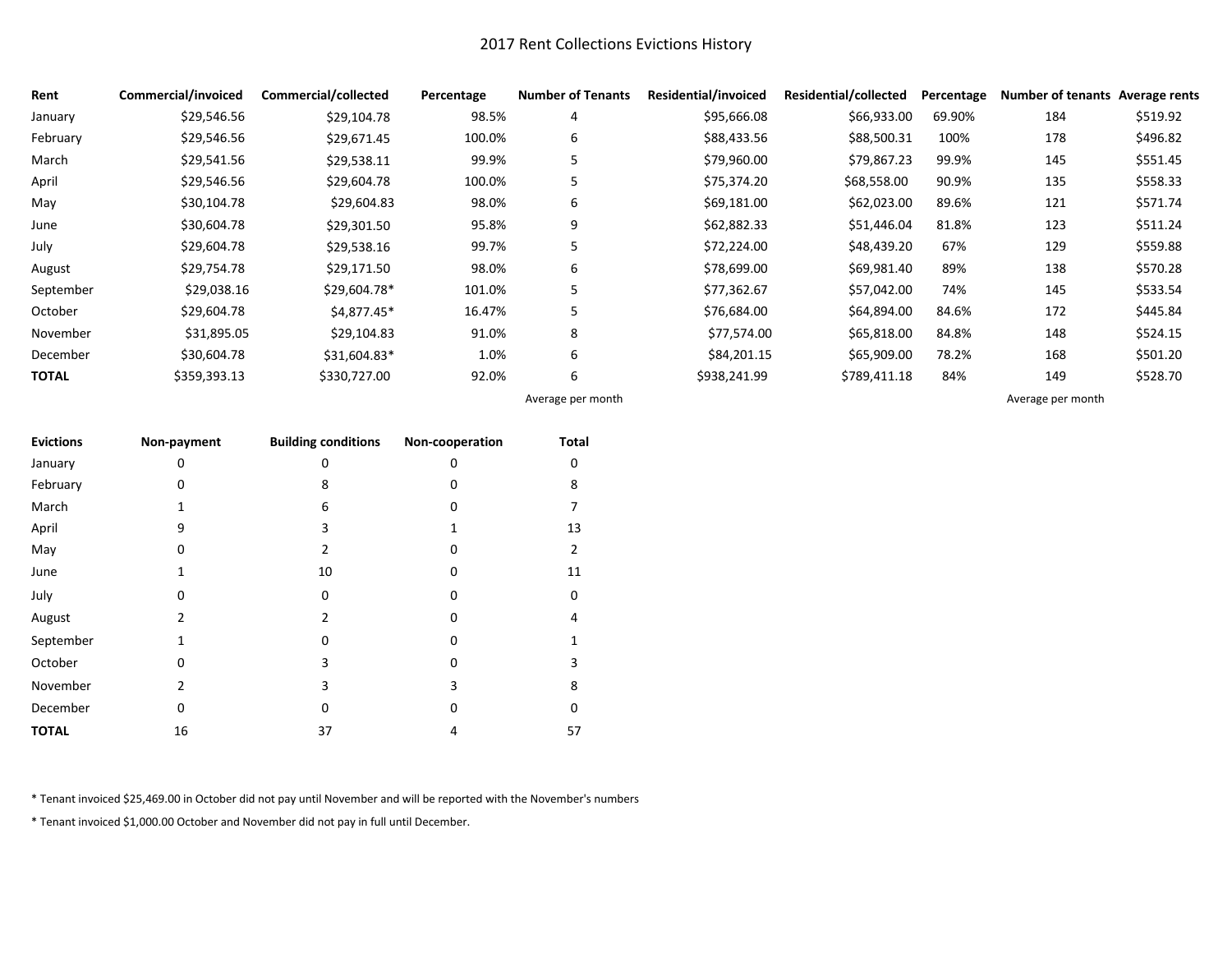# 2017 Rent Collections Evictions History

| Rent | Commercial/invoiced | Commercial/collected | Percentage | Number of Tenants | Residential/invoiced | Residential/collected | Percentage | Number of tenants | Average rents |
|---|---|---|---|---|---|---|---|---|---|
| January | $29,546.56 | $29,104.78 | 98.5% | 4 | $95,666.08 | $66,933.00 | 69.90% | 184 | $519.92 |
| February | $29,546.56 | $29,671.45 | 100.0% | 6 | $88,433.56 | $88,500.31 | 100% | 178 | $496.82 |
| March | $29,541.56 | $29,538.11 | 99.9% | 5 | $79,960.00 | $79,867.23 | 99.9% | 145 | $551.45 |
| April | $29,546.56 | $29,604.78 | 100.0% | 5 | $75,374.20 | $68,558.00 | 90.9% | 135 | $558.33 |
| May | $30,104.78 | $29,604.83 | 98.0% | 6 | $69,181.00 | $62,023.00 | 89.6% | 121 | $571.74 |
| June | $30,604.78 | $29,301.50 | 95.8% | 9 | $62,882.33 | $51,446.04 | 81.8% | 123 | $511.24 |
| July | $29,604.78 | $29,538.16 | 99.7% | 5 | $72,224.00 | $48,439.20 | 67% | 129 | $559.88 |
| August | $29,754.78 | $29,171.50 | 98.0% | 6 | $78,699.00 | $69,981.40 | 89% | 138 | $570.28 |
| September | $29,038.16 | $29,604.78* | 101.0% | 5 | $77,362.67 | $57,042.00 | 74% | 145 | $533.54 |
| October | $29,604.78 | $4,877.45* | 16.47% | 5 | $76,684.00 | $64,894.00 | 84.6% | 172 | $445.84 |
| November | $31,895.05 | $29,104.83 | 91.0% | 8 | $77,574.00 | $65,818.00 | 84.8% | 148 | $524.15 |
| December | $30,604.78 | $31,604.83* | 1.0% | 6 | $84,201.15 | $65,909.00 | 78.2% | 168 | $501.20 |
| **TOTAL** | $359,393.13 | $330,727.00 | 92.0% | 6 | $938,241.99 | $789,411.18 | 84% | 149 | $528.70 |
| | | | | Average per month | | | | Average per month | |

| Evictions | Non-payment | Building conditions | Non-cooperation | Total |
|---|---|---|---|---|
| January | 0 | 0 | 0 | 0 |
| February | 0 | 8 | 0 | 8 |
| March | 1 | 6 | 0 | 7 |
| April | 9 | 3 | 1 | 13 |
| May | 0 | 2 | 0 | 2 |
| June | 1 | 10 | 0 | 11 |
| July | 0 | 0 | 0 | 0 |
| August | 2 | 2 | 0 | 4 |
| September | 1 | 0 | 0 | 1 |
| October | 0 | 3 | 0 | 3 |
| November | 2 | 3 | 3 | 8 |
| December | 0 | 0 | 0 | 0 |
| **TOTAL** | 16 | 37 | 4 | 57 |

* Tenant invoiced $25,469.00 in October did not pay until November and will be reported with the November's numbers

* Tenant invoiced $1,000.00 October and November did not pay in full until December.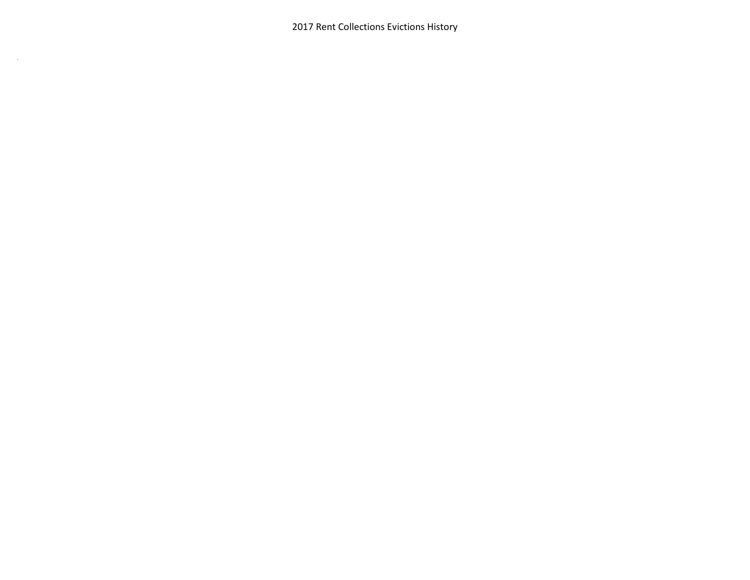2017 Rent Collections Evictions History